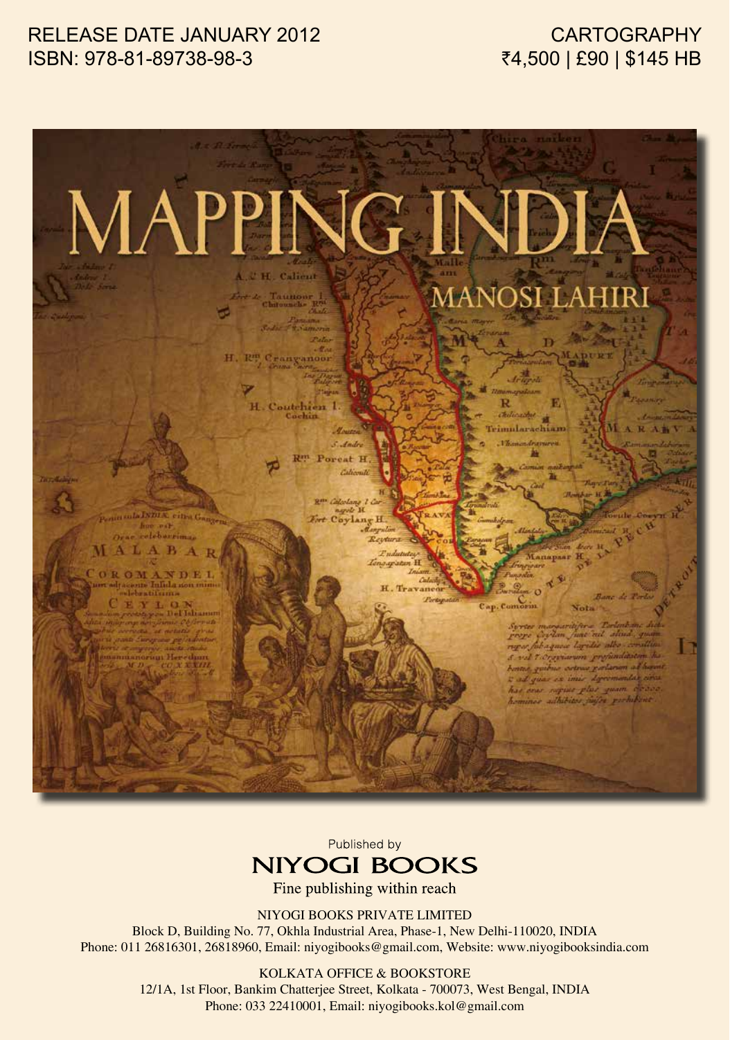RELEASE DATE JANUARY 2012
ISBN: 978-81-89738-98-3

CARTOGRAPHY
₹4,500 | £90 | $145 HB

# MAPPING INDIA

## MANOSI LAHIRI

Published by

**NIYOGI BOOKS**

Fine publishing within reach

NIYOGI BOOKS PRIVATE LIMITED
Block D, Building No. 77, Okhla Industrial Area, Phase-1, New Delhi-110020, INDIA
Phone: 011 26816301, 26818960, Email: niyogibooks@gmail.com, Website: www.niyogibooksindia.com

KOLKATA OFFICE & BOOKSTORE
12/1A, 1st Floor, Bankim Chatterjee Street, Kolkata - 700073, West Bengal, INDIA
Phone: 033 22410001, Email: niyogibooks.kol@gmail.com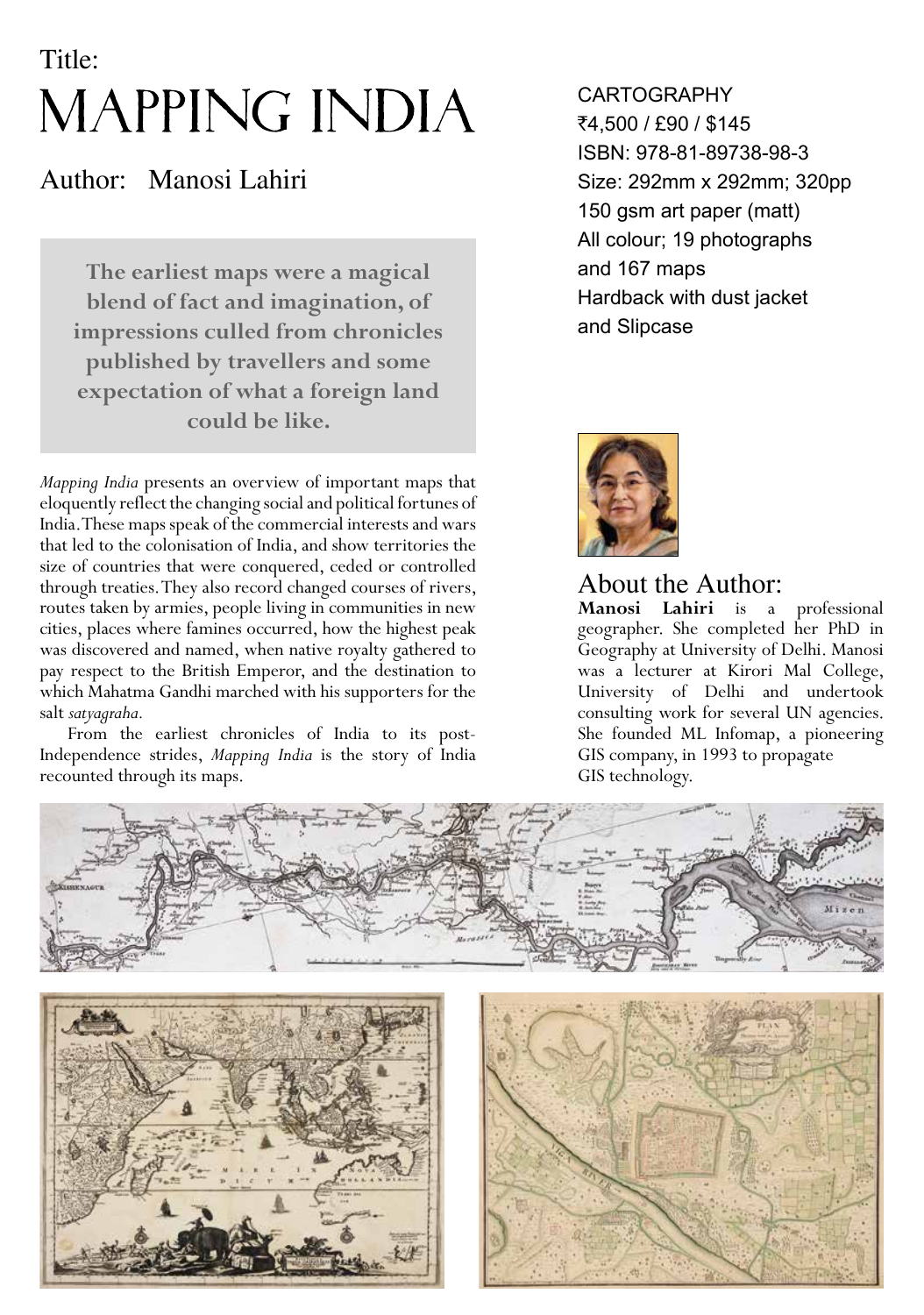Title:

# MAPPING INDIA

## Author: Manosi Lahiri

**The earliest maps were a magical blend of fact and imagination, of impressions culled from chronicles published by travellers and some expectation of what a foreign land could be like.**

*Mapping India* presents an overview of important maps that eloquently reflect the changing social and political fortunes of India. These maps speak of the commercial interests and wars that led to the colonisation of India, and show territories the size of countries that were conquered, ceded or controlled through treaties. They also record changed courses of rivers, routes taken by armies, people living in communities in new cities, places where famines occurred, how the highest peak was discovered and named, when native royalty gathered to pay respect to the British Emperor, and the destination to which Mahatma Gandhi marched with his supporters for the salt *satyagraha*.

From the earliest chronicles of India to its post-Independence strides, *Mapping India* is the story of India recounted through its maps.

CARTOGRAPHY
₹4,500 / £90 / $145
ISBN: 978-81-89738-98-3
Size: 292mm x 292mm; 320pp
150 gsm art paper (matt)
All colour; 19 photographs and 167 maps
Hardback with dust jacket and Slipcase

## About the Author:

**Manosi Lahiri** is a professional geographer. She completed her PhD in Geography at University of Delhi. Manosi was a lecturer at Kirori Mal College, University of Delhi and undertook consulting work for several UN agencies. She founded ML Infomap, a pioneering GIS company, in 1993 to propagate GIS technology.